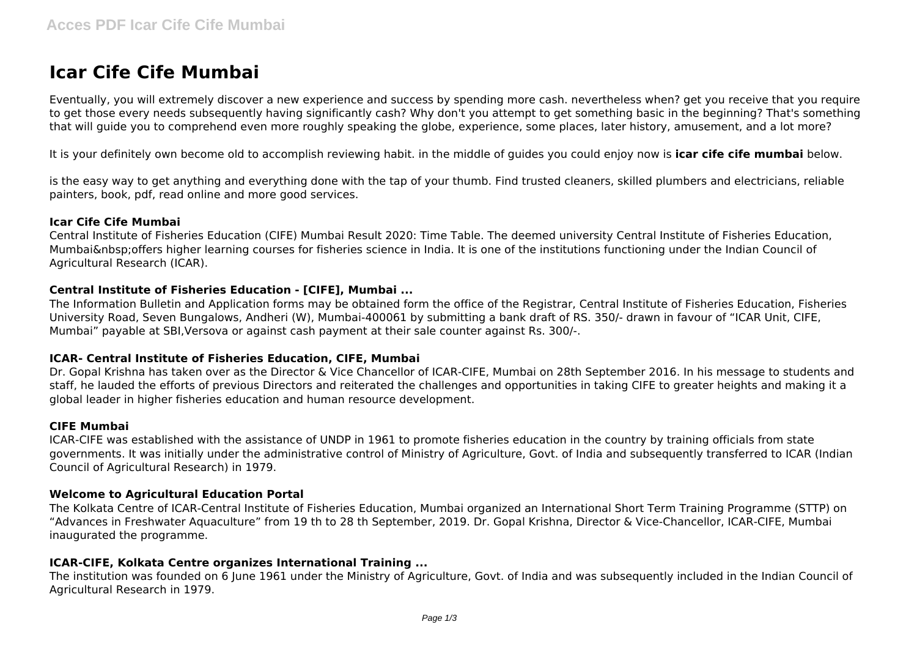# Icar Cife Cife Mumbai

Eventually, you will extremely discover a new experience and success by spending more cash. nevertheless when? get you receive that you require to get those every needs subsequently having significantly cash? Why don't you attempt to get something basic in the beginning? That's something that will guide you to comprehend even more roughly speaking the globe, experience, some places, later history, amusement, and a lot more?

It is your definitely own become old to accomplish reviewing habit. in the middle of guides you could enjoy now is **icar cife cife mumbai** below.

is the easy way to get anything and everything done with the tap of your thumb. Find trusted cleaners, skilled plumbers and electricians, reliable painters, book, pdf, read online and more good services.

### Icar Cife Cife Mumbai

Central Institute of Fisheries Education (CIFE) Mumbai Result 2020: Time Table. The deemed university Central Institute of Fisheries Education, Mumbai&nbsp;offers higher learning courses for fisheries science in India. It is one of the institutions functioning under the Indian Council of Agricultural Research (ICAR).

### Central Institute of Fisheries Education - [CIFE], Mumbai ...

The Information Bulletin and Application forms may be obtained form the office of the Registrar, Central Institute of Fisheries Education, Fisheries University Road, Seven Bungalows, Andheri (W), Mumbai-400061 by submitting a bank draft of RS. 350/- drawn in favour of "ICAR Unit, CIFE, Mumbai" payable at SBI,Versova or against cash payment at their sale counter against Rs. 300/-.

### ICAR- Central Institute of Fisheries Education, CIFE, Mumbai

Dr. Gopal Krishna has taken over as the Director & Vice Chancellor of ICAR-CIFE, Mumbai on 28th September 2016. In his message to students and staff, he lauded the efforts of previous Directors and reiterated the challenges and opportunities in taking CIFE to greater heights and making it a global leader in higher fisheries education and human resource development.

### CIFE Mumbai

ICAR-CIFE was established with the assistance of UNDP in 1961 to promote fisheries education in the country by training officials from state governments. It was initially under the administrative control of Ministry of Agriculture, Govt. of India and subsequently transferred to ICAR (Indian Council of Agricultural Research) in 1979.

### Welcome to Agricultural Education Portal

The Kolkata Centre of ICAR-Central Institute of Fisheries Education, Mumbai organized an International Short Term Training Programme (STTP) on "Advances in Freshwater Aquaculture" from 19 th to 28 th September, 2019. Dr. Gopal Krishna, Director & Vice-Chancellor, ICAR-CIFE, Mumbai inaugurated the programme.

### ICAR-CIFE, Kolkata Centre organizes International Training ...

The institution was founded on 6 June 1961 under the Ministry of Agriculture, Govt. of India and was subsequently included in the Indian Council of Agricultural Research in 1979.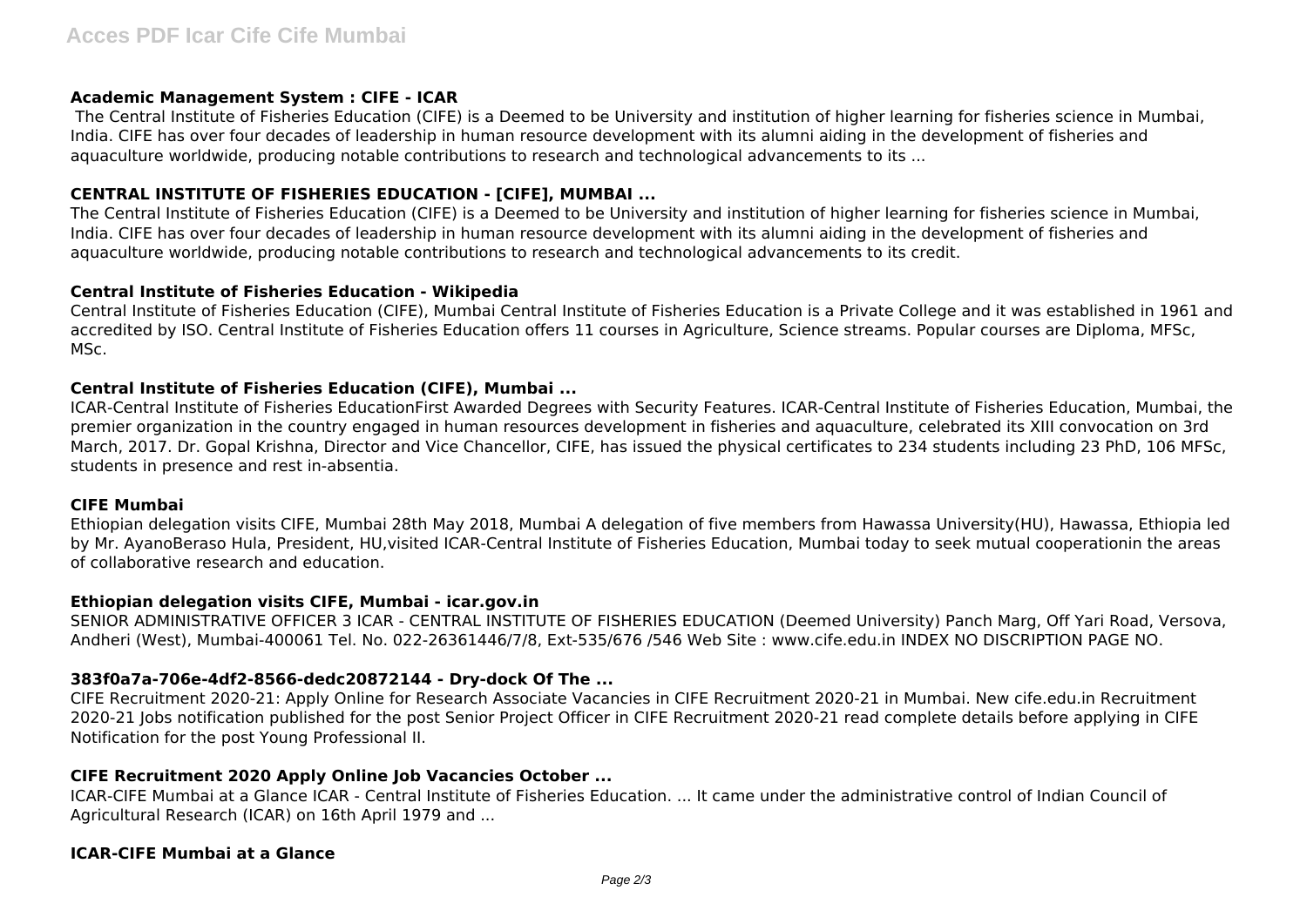### Academic Management System : CIFE - ICAR

The Central Institute of Fisheries Education (CIFE) is a Deemed to be University and institution of higher learning for fisheries science in Mumbai, India. CIFE has over four decades of leadership in human resource development with its alumni aiding in the development of fisheries and aquaculture worldwide, producing notable contributions to research and technological advancements to its ...

### CENTRAL INSTITUTE OF FISHERIES EDUCATION - [CIFE], MUMBAI ...

The Central Institute of Fisheries Education (CIFE) is a Deemed to be University and institution of higher learning for fisheries science in Mumbai, India. CIFE has over four decades of leadership in human resource development with its alumni aiding in the development of fisheries and aquaculture worldwide, producing notable contributions to research and technological advancements to its credit.

### Central Institute of Fisheries Education - Wikipedia

Central Institute of Fisheries Education (CIFE), Mumbai Central Institute of Fisheries Education is a Private College and it was established in 1961 and accredited by ISO. Central Institute of Fisheries Education offers 11 courses in Agriculture, Science streams. Popular courses are Diploma, MFSc, MSc.

### Central Institute of Fisheries Education (CIFE), Mumbai ...

ICAR-Central Institute of Fisheries EducationFirst Awarded Degrees with Security Features. ICAR-Central Institute of Fisheries Education, Mumbai, the premier organization in the country engaged in human resources development in fisheries and aquaculture, celebrated its XIII convocation on 3rd March, 2017. Dr. Gopal Krishna, Director and Vice Chancellor, CIFE, has issued the physical certificates to 234 students including 23 PhD, 106 MFSc, students in presence and rest in-absentia.

### CIFE Mumbai

Ethiopian delegation visits CIFE, Mumbai 28th May 2018, Mumbai A delegation of five members from Hawassa University(HU), Hawassa, Ethiopia led by Mr. AyanoBeraso Hula, President, HU,visited ICAR-Central Institute of Fisheries Education, Mumbai today to seek mutual cooperationin the areas of collaborative research and education.

### Ethiopian delegation visits CIFE, Mumbai - icar.gov.in

SENIOR ADMINISTRATIVE OFFICER 3 ICAR - CENTRAL INSTITUTE OF FISHERIES EDUCATION (Deemed University) Panch Marg, Off Yari Road, Versova, Andheri (West), Mumbai-400061 Tel. No. 022-26361446/7/8, Ext-535/676 /546 Web Site : www.cife.edu.in INDEX NO DISCRIPTION PAGE NO.

### 383f0a7a-706e-4df2-8566-dedc20872144 - Dry-dock Of The ...

CIFE Recruitment 2020-21: Apply Online for Research Associate Vacancies in CIFE Recruitment 2020-21 in Mumbai. New cife.edu.in Recruitment 2020-21 Jobs notification published for the post Senior Project Officer in CIFE Recruitment 2020-21 read complete details before applying in CIFE Notification for the post Young Professional II.

### CIFE Recruitment 2020 Apply Online Job Vacancies October ...

ICAR-CIFE Mumbai at a Glance ICAR - Central Institute of Fisheries Education. ... It came under the administrative control of Indian Council of Agricultural Research (ICAR) on 16th April 1979 and ...

### ICAR-CIFE Mumbai at a Glance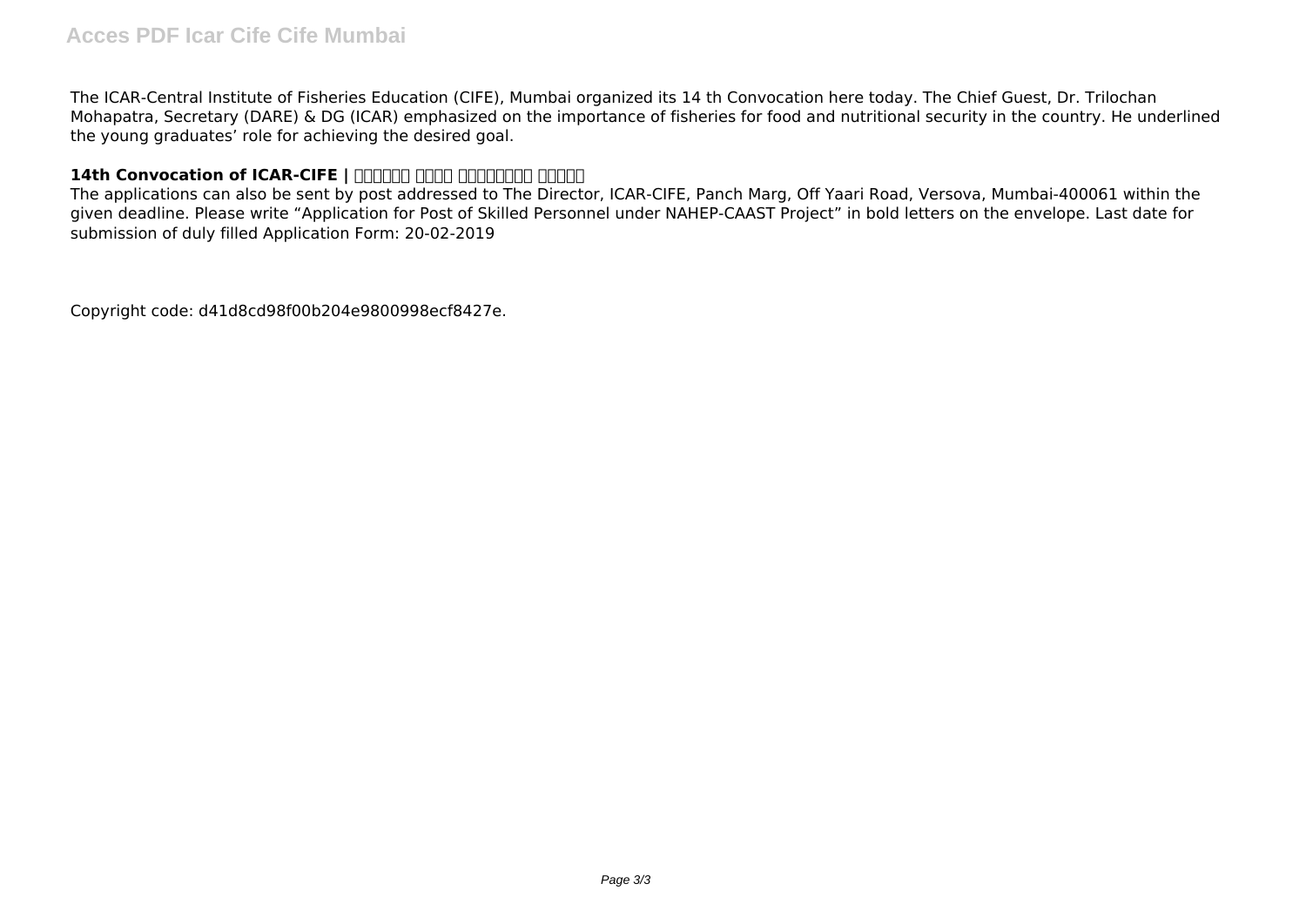The ICAR-Central Institute of Fisheries Education (CIFE), Mumbai organized its 14 th Convocation here today. The Chief Guest, Dr. Trilochan Mohapatra, Secretary (DARE) & DG (ICAR) emphasized on the importance of fisheries for food and nutritional security in the country. He underlined the young graduates' role for achieving the desired goal.

**14th Convocation of ICAR-CIFE | □□□□□□ □□□□ □□□□□□□□ □□□□□**

The applications can also be sent by post addressed to The Director, ICAR-CIFE, Panch Marg, Off Yaari Road, Versova, Mumbai-400061 within the given deadline. Please write "Application for Post of Skilled Personnel under NAHEP-CAAST Project" in bold letters on the envelope. Last date for submission of duly filled Application Form: 20-02-2019

Copyright code: d41d8cd98f00b204e9800998ecf8427e.